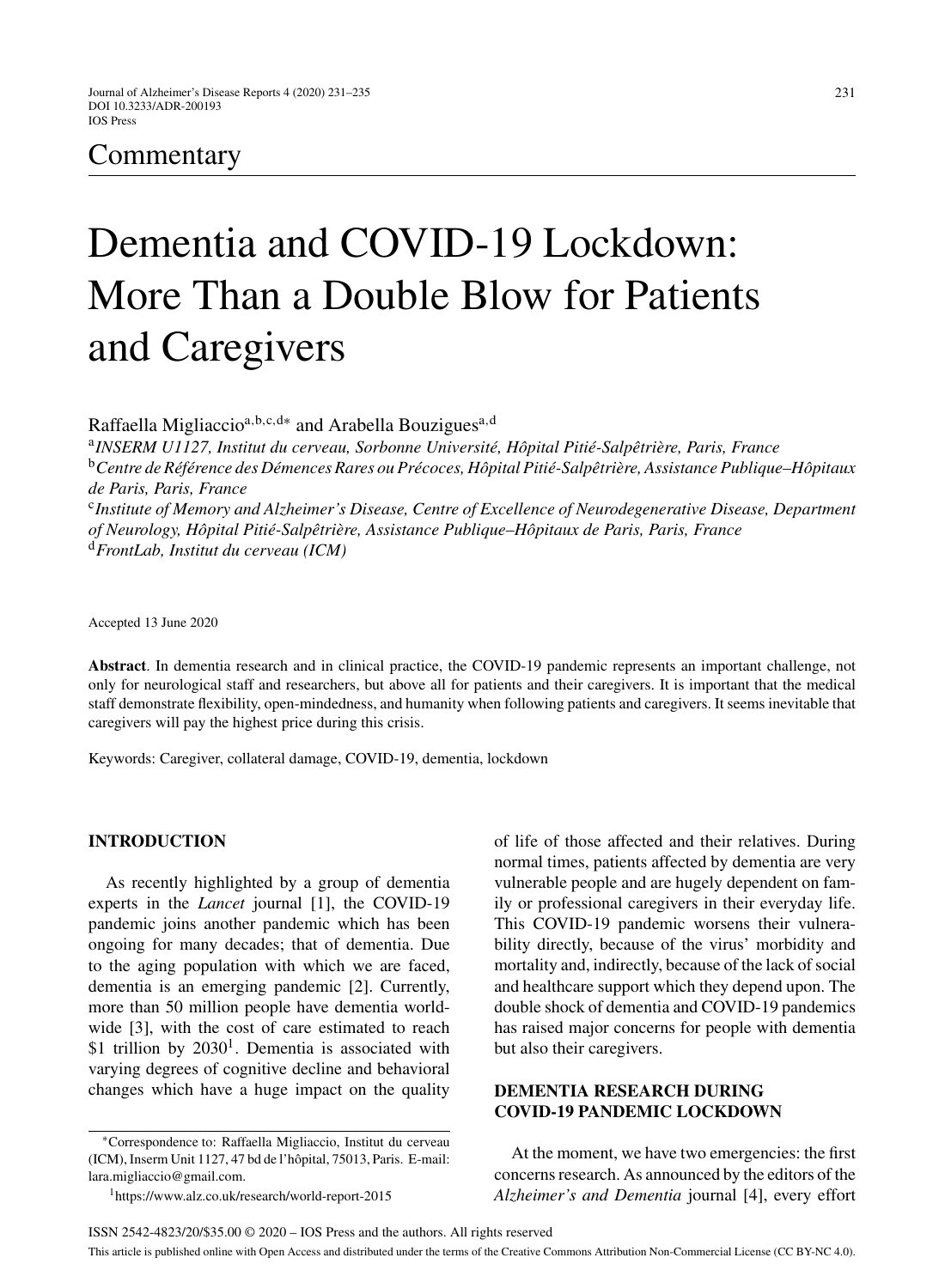Commentary

# Dementia and COVID-19 Lockdown: More Than a Double Blow for Patients and Caregivers

Raffaella Migliaccio[a,b,c,d*] and Arabella Bouzigues[a,d]

[a] *INSERM U1127, Institut du cerveau, Sorbonne Université, Hôpital Pitié-Salpêtrière, Paris, France*
[b] *Centre de Référence des Démences Rares ou Précoces, Hôpital Pitié-Salpêtrière, Assistance Publique–Hôpitaux de Paris, Paris, France*
[c] *Institute of Memory and Alzheimer's Disease, Centre of Excellence of Neurodegenerative Disease, Department of Neurology, Hôpital Pitié-Salpêtrière, Assistance Publique–Hôpitaux de Paris, Paris, France*
[d] *FrontLab, Institut du cerveau (ICM)*

Accepted 13 June 2020

**Abstract**. In dementia research and in clinical practice, the COVID-19 pandemic represents an important challenge, not only for neurological staff and researchers, but above all for patients and their caregivers. It is important that the medical staff demonstrate flexibility, open-mindedness, and humanity when following patients and caregivers. It seems inevitable that caregivers will pay the highest price during this crisis.

Keywords: Caregiver, collateral damage, COVID-19, dementia, lockdown

## INTRODUCTION

As recently highlighted by a group of dementia experts in the *Lancet* journal [1], the COVID-19 pandemic joins another pandemic which has been ongoing for many decades; that of dementia. Due to the aging population with which we are faced, dementia is an emerging pandemic [2]. Currently, more than 50 million people have dementia worldwide [3], with the cost of care estimated to reach $1 trillion by 2030[1]. Dementia is associated with varying degrees of cognitive decline and behavioral changes which have a huge impact on the quality of life of those affected and their relatives. During normal times, patients affected by dementia are very vulnerable people and are hugely dependent on family or professional caregivers in their everyday life. This COVID-19 pandemic worsens their vulnerability directly, because of the virus' morbidity and mortality and, indirectly, because of the lack of social and healthcare support which they depend upon. The double shock of dementia and COVID-19 pandemics has raised major concerns for people with dementia but also their caregivers.

## DEMENTIA RESEARCH DURING COVID-19 PANDEMIC LOCKDOWN

At the moment, we have two emergencies: the first concerns research. As announced by the editors of the *Alzheimer's and Dementia* journal [4], every effort

*Correspondence to: Raffaella Migliaccio, Institut du cerveau (ICM), Inserm Unit 1127, 47 bd de l'hôpital, 75013, Paris. E-mail: lara.migliaccio@gmail.com.

[1] https://www.alz.co.uk/research/world-report-2015

ISSN 2542-4823/20/$35.00 © 2020 – IOS Press and the authors. All rights reserved

This article is published online with Open Access and distributed under the terms of the Creative Commons Attribution Non-Commercial License (CC BY-NC 4.0).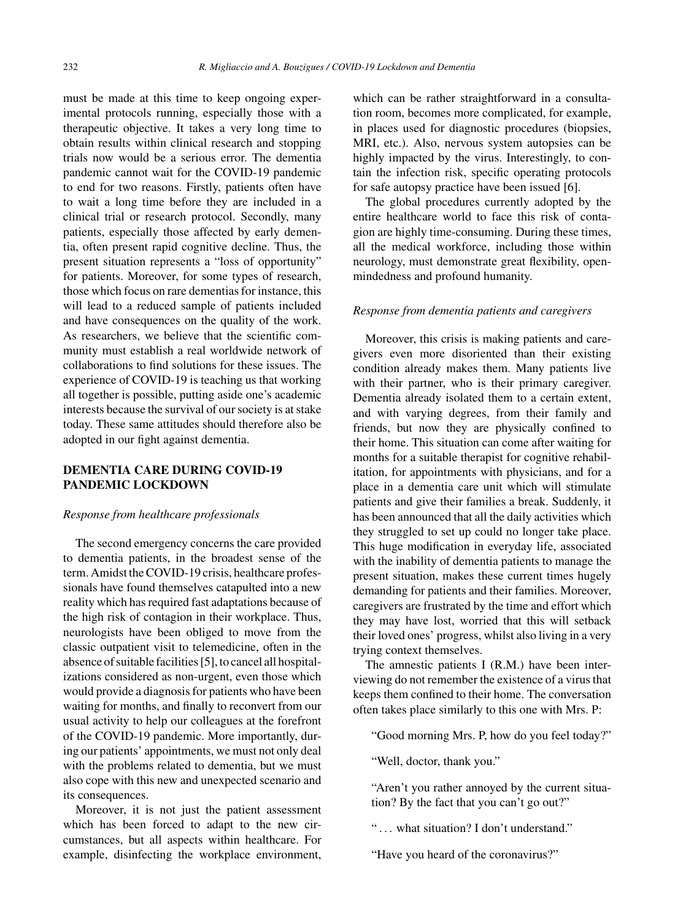must be made at this time to keep ongoing experimental protocols running, especially those with a therapeutic objective. It takes a very long time to obtain results within clinical research and stopping trials now would be a serious error. The dementia pandemic cannot wait for the COVID-19 pandemic to end for two reasons. Firstly, patients often have to wait a long time before they are included in a clinical trial or research protocol. Secondly, many patients, especially those affected by early dementia, often present rapid cognitive decline. Thus, the present situation represents a "loss of opportunity" for patients. Moreover, for some types of research, those which focus on rare dementias for instance, this will lead to a reduced sample of patients included and have consequences on the quality of the work. As researchers, we believe that the scientific community must establish a real worldwide network of collaborations to find solutions for these issues. The experience of COVID-19 is teaching us that working all together is possible, putting aside one's academic interests because the survival of our society is at stake today. These same attitudes should therefore also be adopted in our fight against dementia.

## DEMENTIA CARE DURING COVID-19 PANDEMIC LOCKDOWN

### *Response from healthcare professionals*

The second emergency concerns the care provided to dementia patients, in the broadest sense of the term. Amidst the COVID-19 crisis, healthcare professionals have found themselves catapulted into a new reality which has required fast adaptations because of the high risk of contagion in their workplace. Thus, neurologists have been obliged to move from the classic outpatient visit to telemedicine, often in the absence of suitable facilities [5], to cancel all hospitalizations considered as non-urgent, even those which would provide a diagnosis for patients who have been waiting for months, and finally to reconvert from our usual activity to help our colleagues at the forefront of the COVID-19 pandemic. More importantly, during our patients' appointments, we must not only deal with the problems related to dementia, but we must also cope with this new and unexpected scenario and its consequences.

Moreover, it is not just the patient assessment which has been forced to adapt to the new circumstances, but all aspects within healthcare. For example, disinfecting the workplace environment, which can be rather straightforward in a consultation room, becomes more complicated, for example, in places used for diagnostic procedures (biopsies, MRI, etc.). Also, nervous system autopsies can be highly impacted by the virus. Interestingly, to contain the infection risk, specific operating protocols for safe autopsy practice have been issued [6].

The global procedures currently adopted by the entire healthcare world to face this risk of contagion are highly time-consuming. During these times, all the medical workforce, including those within neurology, must demonstrate great flexibility, openmindedness and profound humanity.

### *Response from dementia patients and caregivers*

Moreover, this crisis is making patients and caregivers even more disoriented than their existing condition already makes them. Many patients live with their partner, who is their primary caregiver. Dementia already isolated them to a certain extent, and with varying degrees, from their family and friends, but now they are physically confined to their home. This situation can come after waiting for months for a suitable therapist for cognitive rehabilitation, for appointments with physicians, and for a place in a dementia care unit which will stimulate patients and give their families a break. Suddenly, it has been announced that all the daily activities which they struggled to set up could no longer take place. This huge modification in everyday life, associated with the inability of dementia patients to manage the present situation, makes these current times hugely demanding for patients and their families. Moreover, caregivers are frustrated by the time and effort which they may have lost, worried that this will setback their loved ones' progress, whilst also living in a very trying context themselves.

The amnestic patients I (R.M.) have been interviewing do not remember the existence of a virus that keeps them confined to their home. The conversation often takes place similarly to this one with Mrs. P:

"Good morning Mrs. P, how do you feel today?"

"Well, doctor, thank you."

"Aren't you rather annoyed by the current situation? By the fact that you can't go out?"

"... what situation? I don't understand."

"Have you heard of the coronavirus?"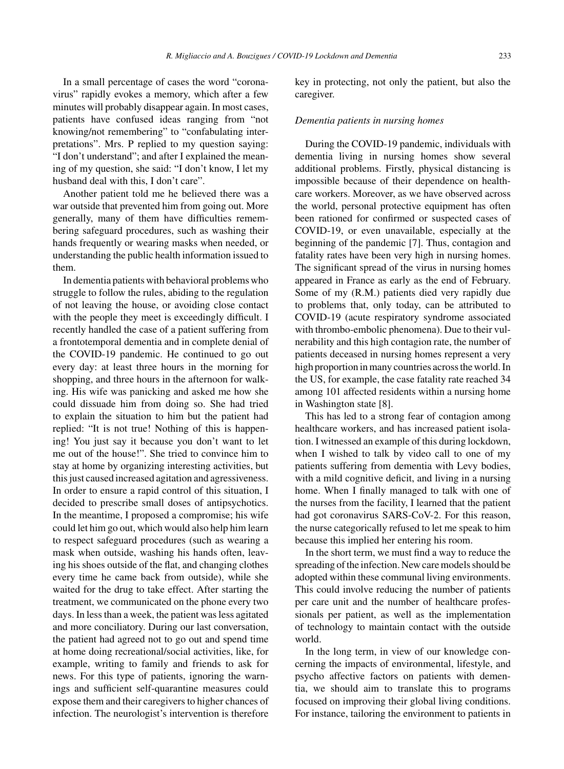In a small percentage of cases the word "coronavirus" rapidly evokes a memory, which after a few minutes will probably disappear again. In most cases, patients have confused ideas ranging from "not knowing/not remembering" to "confabulating interpretations". Mrs. P replied to my question saying: "I don't understand"; and after I explained the meaning of my question, she said: "I don't know, I let my husband deal with this, I don't care".

Another patient told me he believed there was a war outside that prevented him from going out. More generally, many of them have difficulties remembering safeguard procedures, such as washing their hands frequently or wearing masks when needed, or understanding the public health information issued to them.

In dementia patients with behavioral problems who struggle to follow the rules, abiding to the regulation of not leaving the house, or avoiding close contact with the people they meet is exceedingly difficult. I recently handled the case of a patient suffering from a frontotemporal dementia and in complete denial of the COVID-19 pandemic. He continued to go out every day: at least three hours in the morning for shopping, and three hours in the afternoon for walking. His wife was panicking and asked me how she could dissuade him from doing so. She had tried to explain the situation to him but the patient had replied: "It is not true! Nothing of this is happening! You just say it because you don't want to let me out of the house!". She tried to convince him to stay at home by organizing interesting activities, but this just caused increased agitation and agressiveness. In order to ensure a rapid control of this situation, I decided to prescribe small doses of antipsychotics. In the meantime, I proposed a compromise; his wife could let him go out, which would also help him learn to respect safeguard procedures (such as wearing a mask when outside, washing his hands often, leaving his shoes outside of the flat, and changing clothes every time he came back from outside), while she waited for the drug to take effect. After starting the treatment, we communicated on the phone every two days. In less than a week, the patient was less agitated and more conciliatory. During our last conversation, the patient had agreed not to go out and spend time at home doing recreational/social activities, like, for example, writing to family and friends to ask for news. For this type of patients, ignoring the warnings and sufficient self-quarantine measures could expose them and their caregivers to higher chances of infection. The neurologist's intervention is therefore key in protecting, not only the patient, but also the caregiver.

*Dementia patients in nursing homes*

During the COVID-19 pandemic, individuals with dementia living in nursing homes show several additional problems. Firstly, physical distancing is impossible because of their dependence on healthcare workers. Moreover, as we have observed across the world, personal protective equipment has often been rationed for confirmed or suspected cases of COVID-19, or even unavailable, especially at the beginning of the pandemic [7]. Thus, contagion and fatality rates have been very high in nursing homes. The significant spread of the virus in nursing homes appeared in France as early as the end of February. Some of my (R.M.) patients died very rapidly due to problems that, only today, can be attributed to COVID-19 (acute respiratory syndrome associated with thrombo-embolic phenomena). Due to their vulnerability and this high contagion rate, the number of patients deceased in nursing homes represent a very high proportion in many countries across the world. In the US, for example, the case fatality rate reached 34 among 101 affected residents within a nursing home in Washington state [8].

This has led to a strong fear of contagion among healthcare workers, and has increased patient isolation. I witnessed an example of this during lockdown, when I wished to talk by video call to one of my patients suffering from dementia with Levy bodies, with a mild cognitive deficit, and living in a nursing home. When I finally managed to talk with one of the nurses from the facility, I learned that the patient had got coronavirus SARS-CoV-2. For this reason, the nurse categorically refused to let me speak to him because this implied her entering his room.

In the short term, we must find a way to reduce the spreading of the infection. New care models should be adopted within these communal living environments. This could involve reducing the number of patients per care unit and the number of healthcare professionals per patient, as well as the implementation of technology to maintain contact with the outside world.

In the long term, in view of our knowledge concerning the impacts of environmental, lifestyle, and psycho affective factors on patients with dementia, we should aim to translate this to programs focused on improving their global living conditions. For instance, tailoring the environment to patients in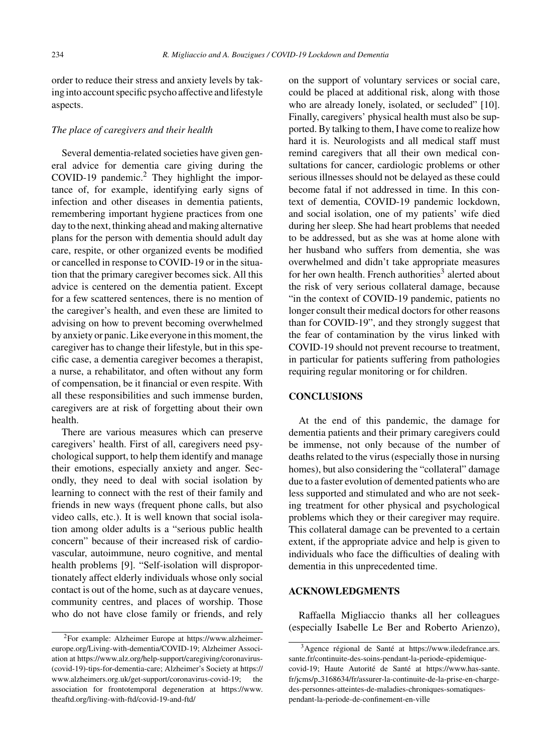order to reduce their stress and anxiety levels by taking into account specific psycho affective and lifestyle aspects.

### *The place of caregivers and their health*

Several dementia-related societies have given general advice for dementia care giving during the COVID-19 pandemic.[2] They highlight the importance of, for example, identifying early signs of infection and other diseases in dementia patients, remembering important hygiene practices from one day to the next, thinking ahead and making alternative plans for the person with dementia should adult day care, respite, or other organized events be modified or cancelled in response to COVID-19 or in the situation that the primary caregiver becomes sick. All this advice is centered on the dementia patient. Except for a few scattered sentences, there is no mention of the caregiver's health, and even these are limited to advising on how to prevent becoming overwhelmed by anxiety or panic. Like everyone in this moment, the caregiver has to change their lifestyle, but in this specific case, a dementia caregiver becomes a therapist, a nurse, a rehabilitator, and often without any form of compensation, be it financial or even respite. With all these responsibilities and such immense burden, caregivers are at risk of forgetting about their own health.

There are various measures which can preserve caregivers' health. First of all, caregivers need psychological support, to help them identify and manage their emotions, especially anxiety and anger. Secondly, they need to deal with social isolation by learning to connect with the rest of their family and friends in new ways (frequent phone calls, but also video calls, etc.). It is well known that social isolation among older adults is a "serious public health concern" because of their increased risk of cardiovascular, autoimmune, neuro cognitive, and mental health problems [9]. "Self-isolation will disproportionately affect elderly individuals whose only social contact is out of the home, such as at daycare venues, community centres, and places of worship. Those who do not have close family or friends, and rely on the support of voluntary services or social care, could be placed at additional risk, along with those who are already lonely, isolated, or secluded" [10]. Finally, caregivers' physical health must also be supported. By talking to them, I have come to realize how hard it is. Neurologists and all medical staff must remind caregivers that all their own medical consultations for cancer, cardiologic problems or other serious illnesses should not be delayed as these could become fatal if not addressed in time. In this context of dementia, COVID-19 pandemic lockdown, and social isolation, one of my patients' wife died during her sleep. She had heart problems that needed to be addressed, but as she was at home alone with her husband who suffers from dementia, she was overwhelmed and didn't take appropriate measures for her own health. French authorities[3] alerted about the risk of very serious collateral damage, because "in the context of COVID-19 pandemic, patients no longer consult their medical doctors for other reasons than for COVID-19", and they strongly suggest that the fear of contamination by the virus linked with COVID-19 should not prevent recourse to treatment, in particular for patients suffering from pathologies requiring regular monitoring or for children.

## CONCLUSIONS

At the end of this pandemic, the damage for dementia patients and their primary caregivers could be immense, not only because of the number of deaths related to the virus (especially those in nursing homes), but also considering the "collateral" damage due to a faster evolution of demented patients who are less supported and stimulated and who are not seeking treatment for other physical and psychological problems which they or their caregiver may require. This collateral damage can be prevented to a certain extent, if the appropriate advice and help is given to individuals who face the difficulties of dealing with dementia in this unprecedented time.

## ACKNOWLEDGMENTS

Raffaella Migliaccio thanks all her colleagues (especially Isabelle Le Ber and Roberto Arienzo),

---

[2] For example: Alzheimer Europe at https://www.alzheimer-europe.org/Living-with-dementia/COVID-19; Alzheimer Association at https://www.alz.org/help-support/caregiving/coronavirus-(covid-19)-tips-for-dementia-care; Alzheimer's Society at https://www.alzheimers.org.uk/get-support/coronavirus-covid-19; the association for frontotemporal degeneration at https://www.theaftd.org/living-with-ftd/covid-19-and-ftd/

[3] Agence régional de Santé at https://www.iledefrance.ars.sante.fr/continuite-des-soins-pendant-la-periode-epidemique-covid-19; Haute Autorité de Santé at https://www.has-sante.fr/jcms/p_3168634/fr/assurer-la-continuite-de-la-prise-en-charge-des-personnes-atteintes-de-maladies-chroniques-somatiques-pendant-la-periode-de-confinement-en-ville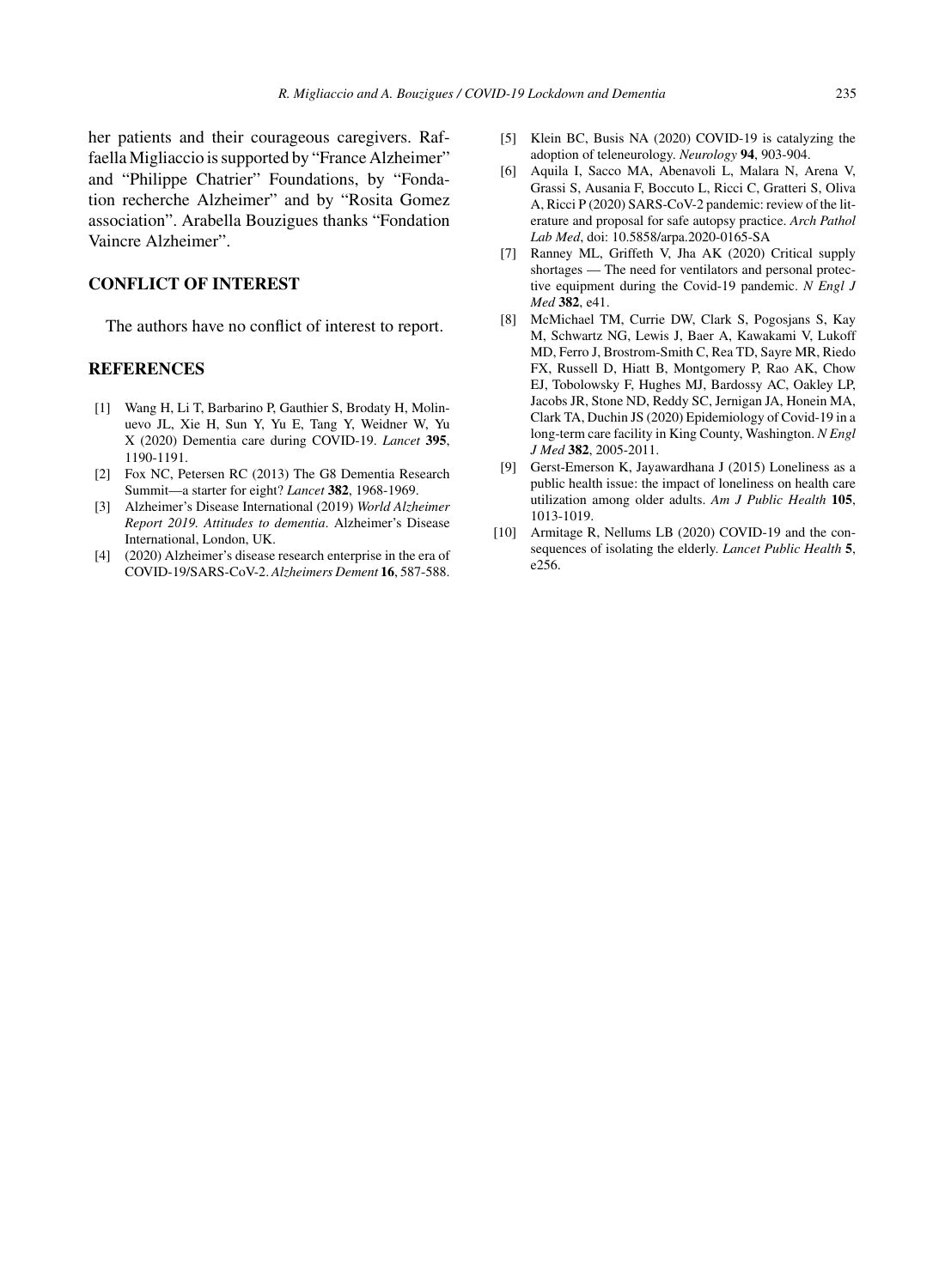her patients and their courageous caregivers. Raffaella Migliaccio is supported by "France Alzheimer" and "Philippe Chatrier" Foundations, by "Fondation recherche Alzheimer" and by "Rosita Gomez association". Arabella Bouzigues thanks "Fondation Vaincre Alzheimer".

## CONFLICT OF INTEREST

The authors have no conflict of interest to report.

## REFERENCES

[1] Wang H, Li T, Barbarino P, Gauthier S, Brodaty H, Molinuevo JL, Xie H, Sun Y, Yu E, Tang Y, Weidner W, Yu X (2020) Dementia care during COVID-19. *Lancet* **395**, 1190-1191.

[2] Fox NC, Petersen RC (2013) The G8 Dementia Research Summit—a starter for eight? *Lancet* **382**, 1968-1969.

[3] Alzheimer's Disease International (2019) *World Alzheimer Report 2019. Attitudes to dementia*. Alzheimer's Disease International, London, UK.

[4] (2020) Alzheimer's disease research enterprise in the era of COVID-19/SARS-CoV-2. *Alzheimers Dement* **16**, 587-588.

[5] Klein BC, Busis NA (2020) COVID-19 is catalyzing the adoption of teleneurology. *Neurology* **94**, 903-904.

[6] Aquila I, Sacco MA, Abenavoli L, Malara N, Arena V, Grassi S, Ausania F, Boccuto L, Ricci C, Gratteri S, Oliva A, Ricci P (2020) SARS-CoV-2 pandemic: review of the literature and proposal for safe autopsy practice. *Arch Pathol Lab Med*, doi: 10.5858/arpa.2020-0165-SA

[7] Ranney ML, Griffeth V, Jha AK (2020) Critical supply shortages — The need for ventilators and personal protective equipment during the Covid-19 pandemic. *N Engl J Med* **382**, e41.

[8] McMichael TM, Currie DW, Clark S, Pogosjans S, Kay M, Schwartz NG, Lewis J, Baer A, Kawakami V, Lukoff MD, Ferro J, Brostrom-Smith C, Rea TD, Sayre MR, Riedo FX, Russell D, Hiatt B, Montgomery P, Rao AK, Chow EJ, Tobolowsky F, Hughes MJ, Bardossy AC, Oakley LP, Jacobs JR, Stone ND, Reddy SC, Jernigan JA, Honein MA, Clark TA, Duchin JS (2020) Epidemiology of Covid-19 in a long-term care facility in King County, Washington. *N Engl J Med* **382**, 2005-2011.

[9] Gerst-Emerson K, Jayawardhana J (2015) Loneliness as a public health issue: the impact of loneliness on health care utilization among older adults. *Am J Public Health* **105**, 1013-1019.

[10] Armitage R, Nellums LB (2020) COVID-19 and the consequences of isolating the elderly. *Lancet Public Health* **5**, e256.